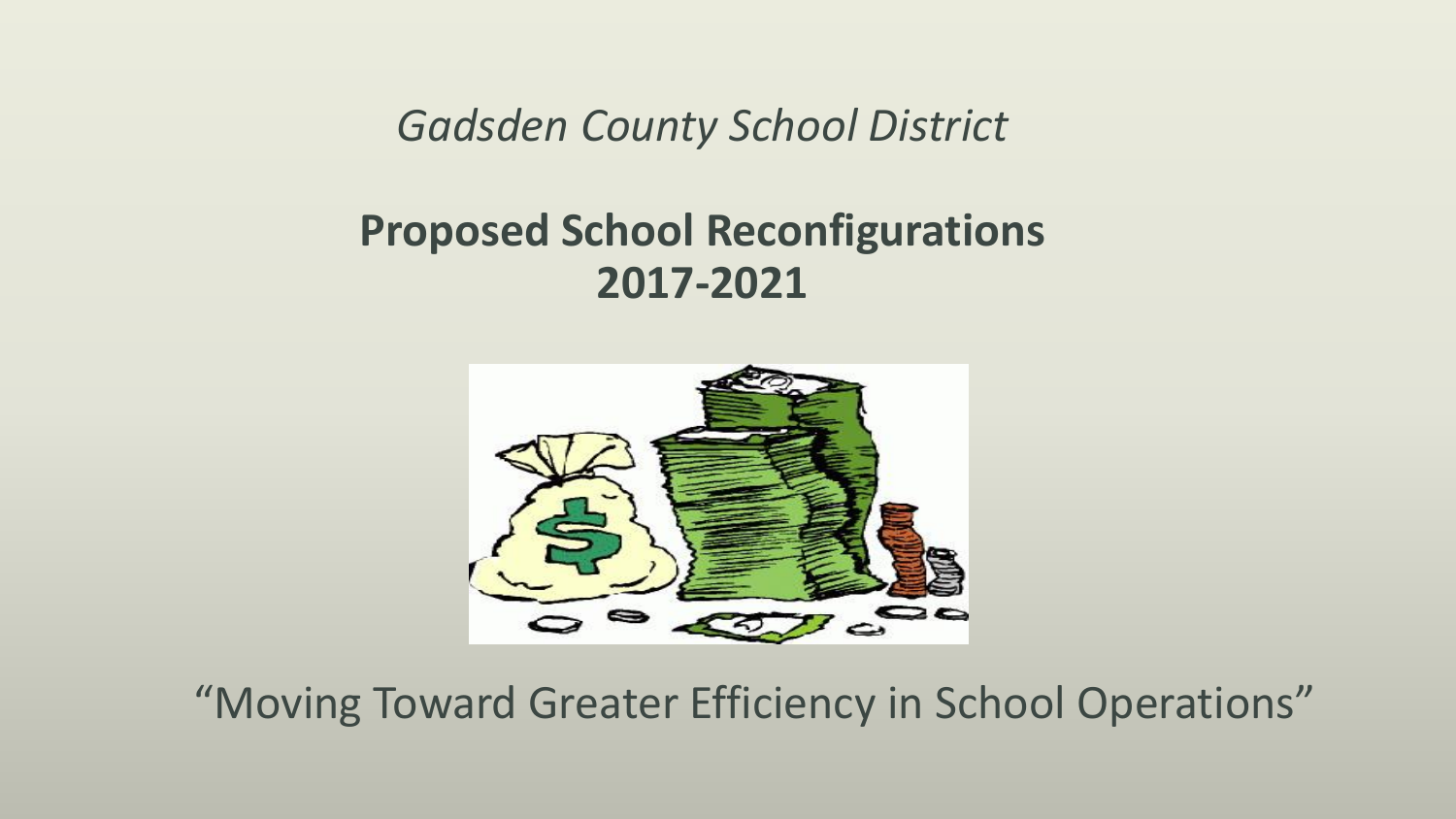*Gadsden County School District*

# Proposed School Reconfigurations 2017-2021

"Moving Toward Greater Efficiency in School Operations"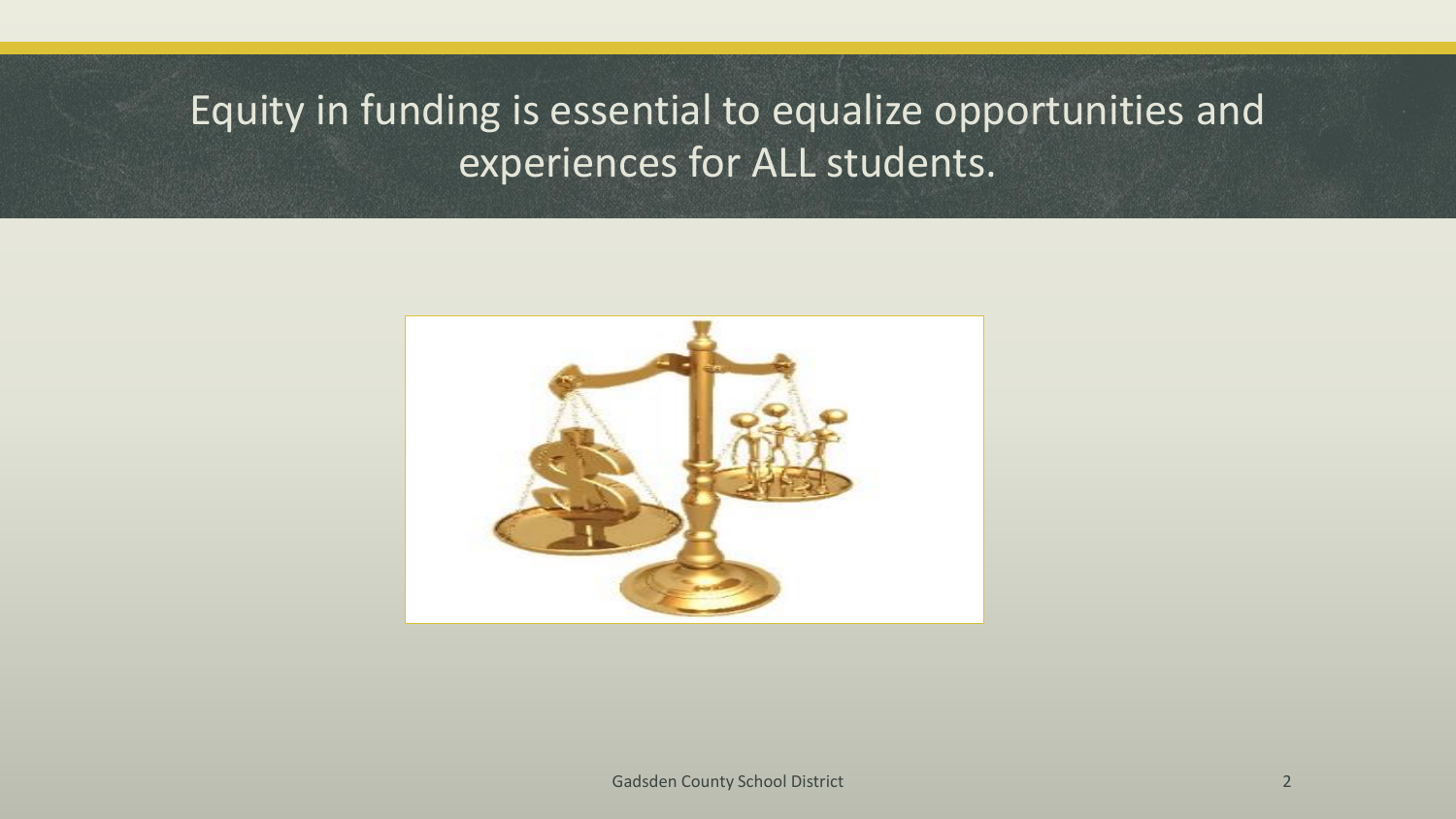# Equity in funding is essential to equalize opportunities and experiences for ALL students.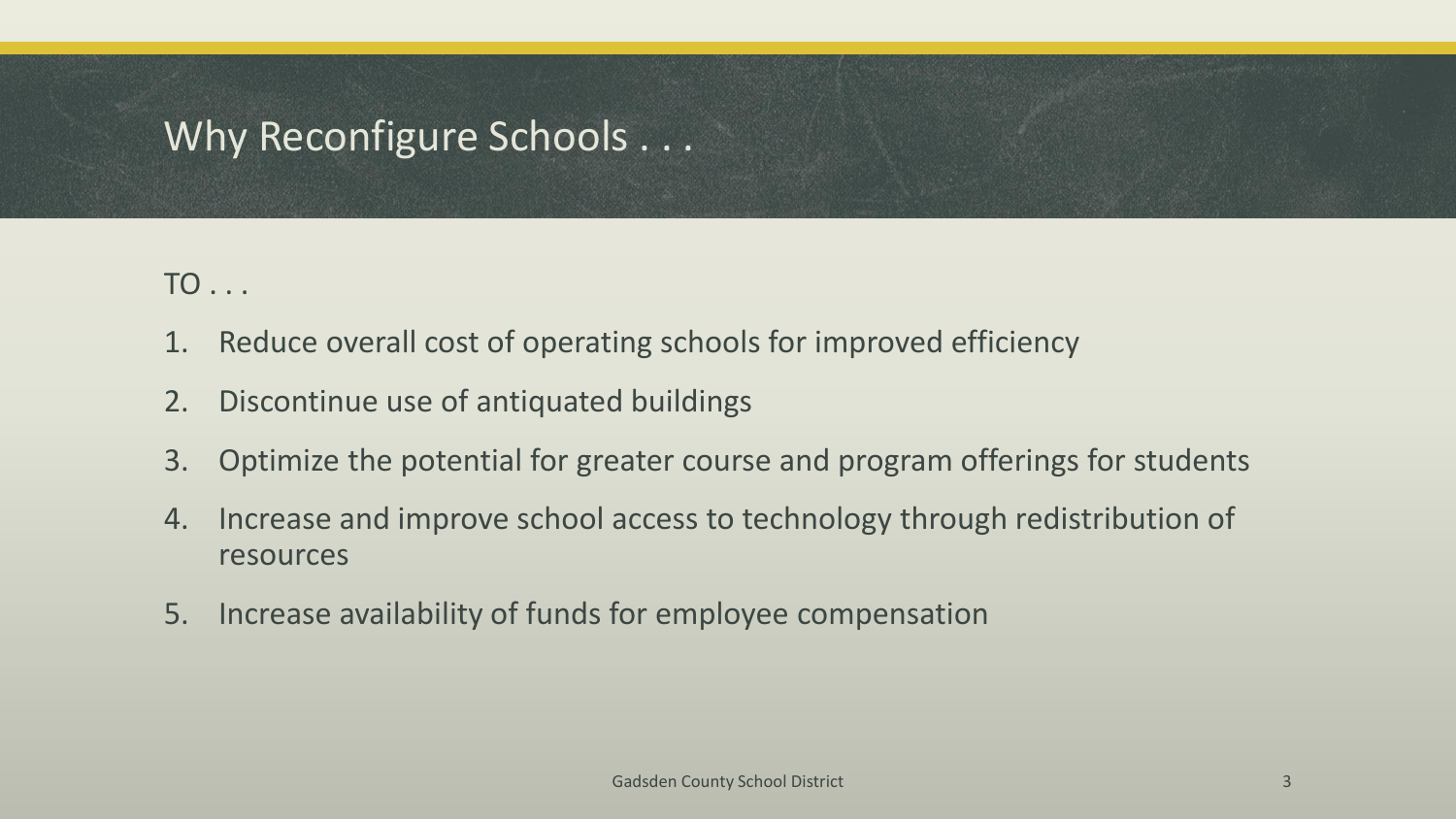# Why Reconfigure Schools . . .

TO . . .

1. Reduce overall cost of operating schools for improved efficiency
2. Discontinue use of antiquated buildings
3. Optimize the potential for greater course and program offerings for students
4. Increase and improve school access to technology through redistribution of resources
5. Increase availability of funds for employee compensation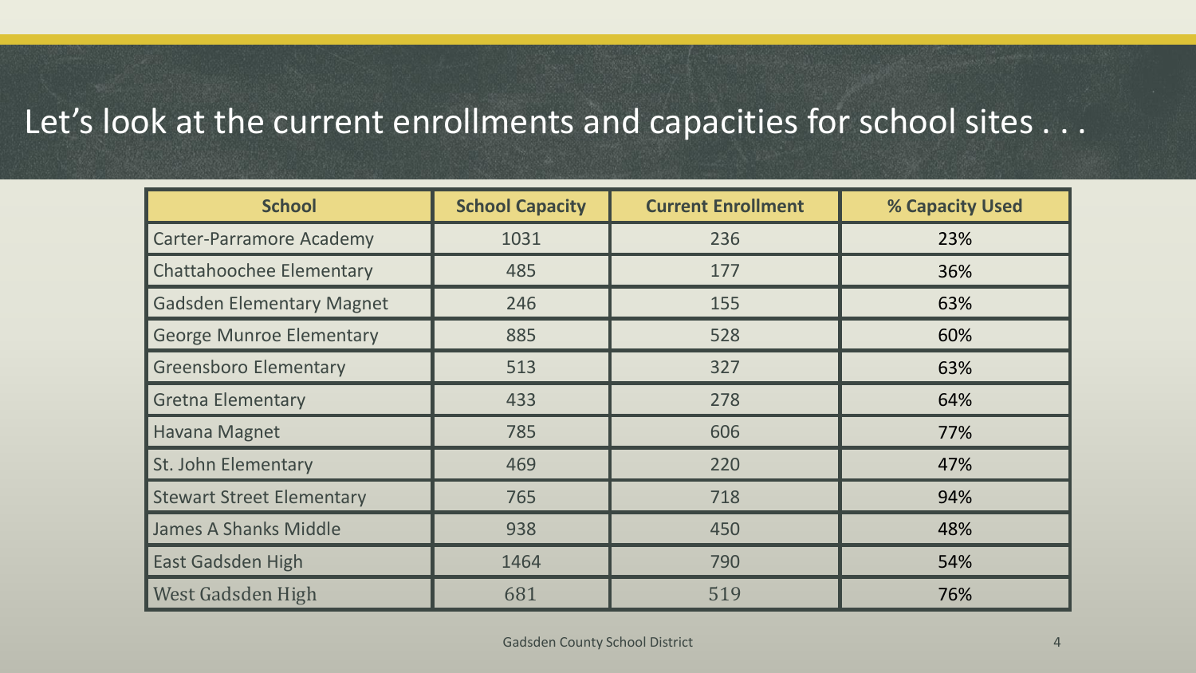# Let's look at the current enrollments and capacities for school sites . . .

| School | School Capacity | Current Enrollment | % Capacity Used |
| --- | --- | --- | --- |
| Carter-Parramore Academy | 1031 | 236 | 23% |
| Chattahoochee Elementary | 485 | 177 | 36% |
| Gadsden Elementary Magnet | 246 | 155 | 63% |
| George Munroe Elementary | 885 | 528 | 60% |
| Greensboro Elementary | 513 | 327 | 63% |
| Gretna Elementary | 433 | 278 | 64% |
| Havana Magnet | 785 | 606 | 77% |
| St. John Elementary | 469 | 220 | 47% |
| Stewart Street Elementary | 765 | 718 | 94% |
| James A Shanks Middle | 938 | 450 | 48% |
| East Gadsden High | 1464 | 790 | 54% |
| West Gadsden High | 681 | 519 | 76% |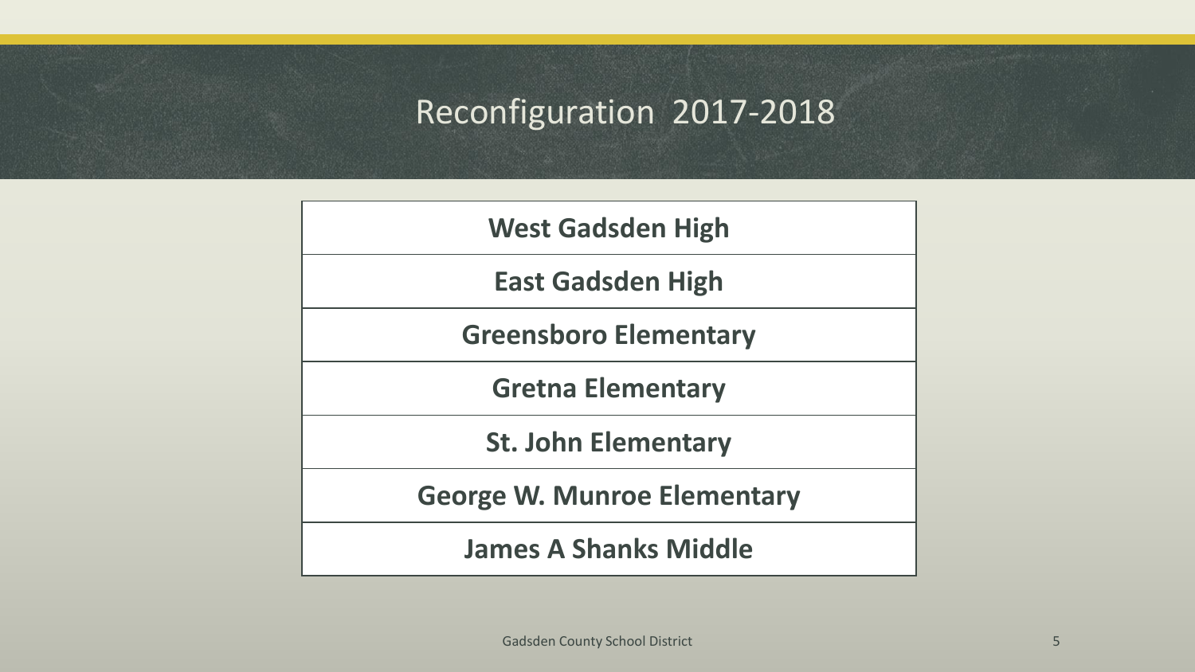# Reconfiguration 2017-2018

| West Gadsden High |
| --- |
| East Gadsden High |
| Greensboro Elementary |
| Gretna Elementary |
| St. John Elementary |
| George W. Munroe Elementary |
| James A Shanks Middle |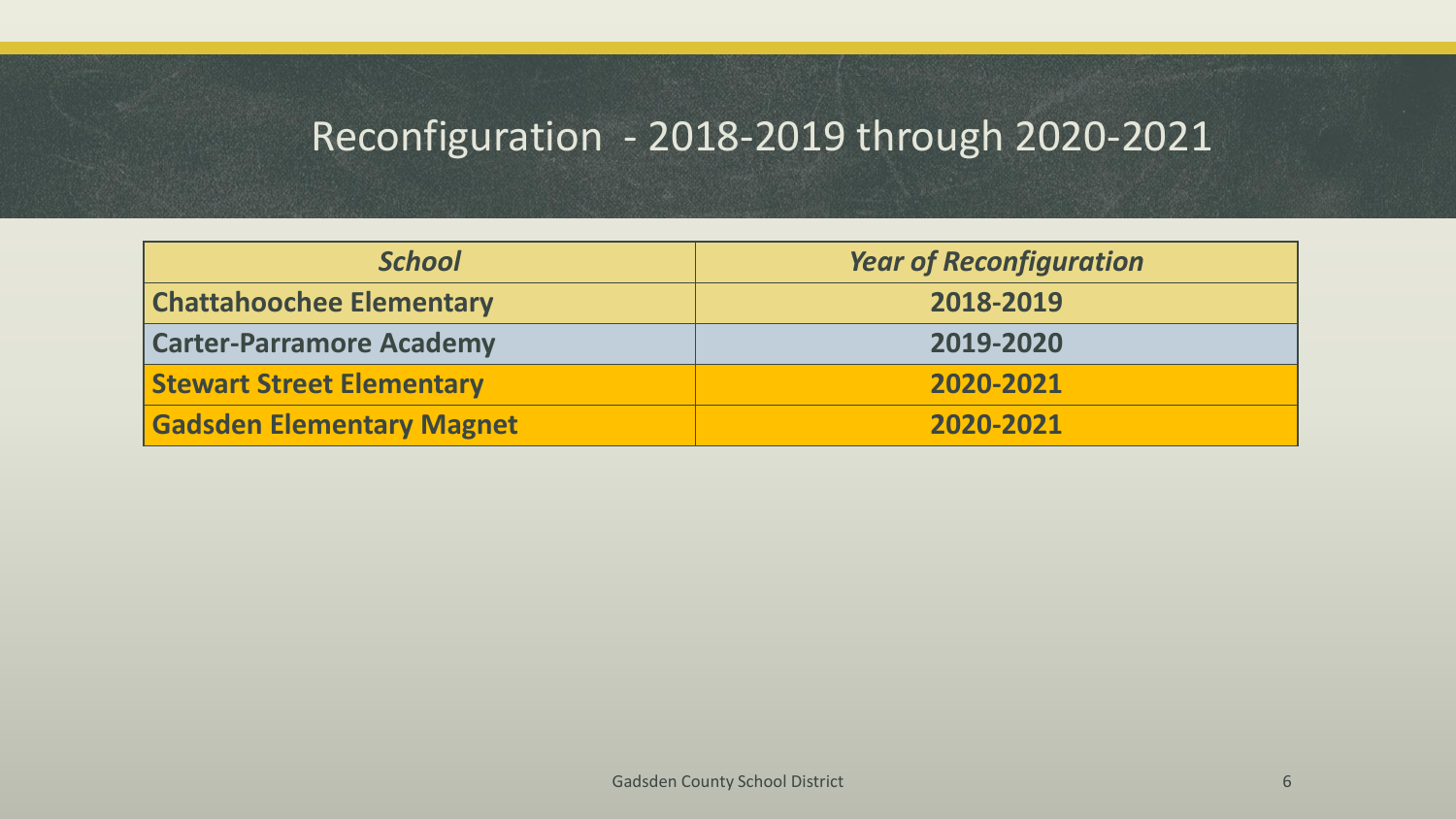# Reconfiguration - 2018-2019 through 2020-2021

| *School* | *Year of Reconfiguration* |
|---|---|
| **Chattahoochee Elementary** | **2018-2019** |
| **Carter-Parramore Academy** | **2019-2020** |
| **Stewart Street Elementary** | **2020-2021** |
| **Gadsden Elementary Magnet** | **2020-2021** |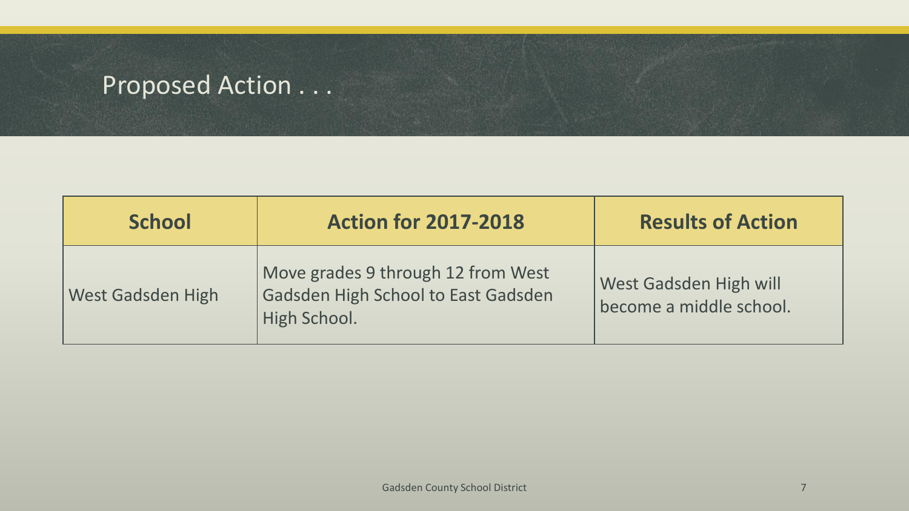# Proposed Action . . .

| School | Action for 2017-2018 | Results of Action |
|---|---|---|
| West Gadsden High | Move grades 9 through 12 from West Gadsden High School to East Gadsden High School. | West Gadsden High will become a middle school. |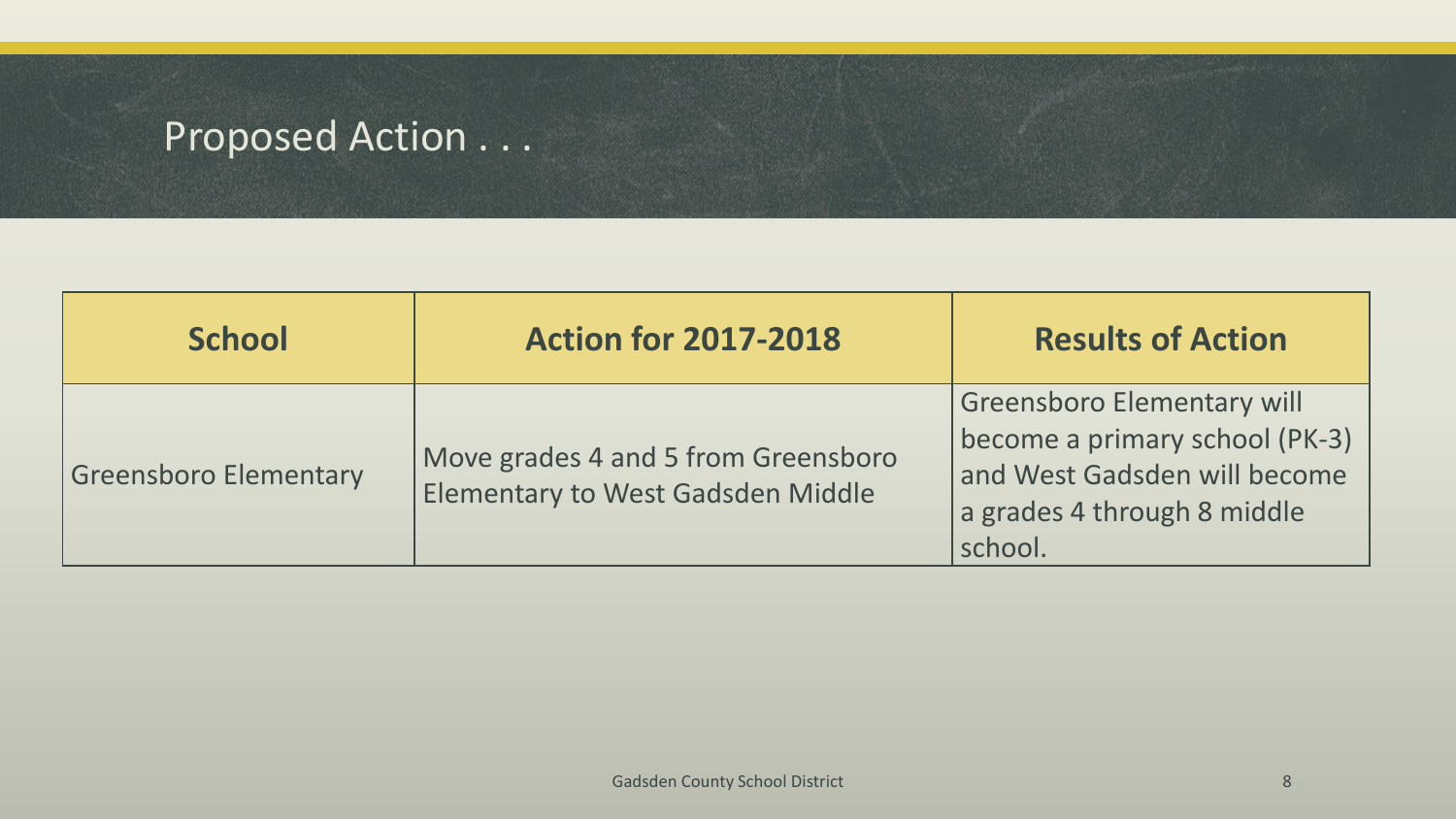# Proposed Action . . .

| School | Action for 2017-2018 | Results of Action |
| --- | --- | --- |
| Greensboro Elementary | Move grades 4 and 5 from Greensboro Elementary to West Gadsden Middle | Greensboro Elementary will become a primary school (PK-3) and West Gadsden will become a grades 4 through 8 middle school. |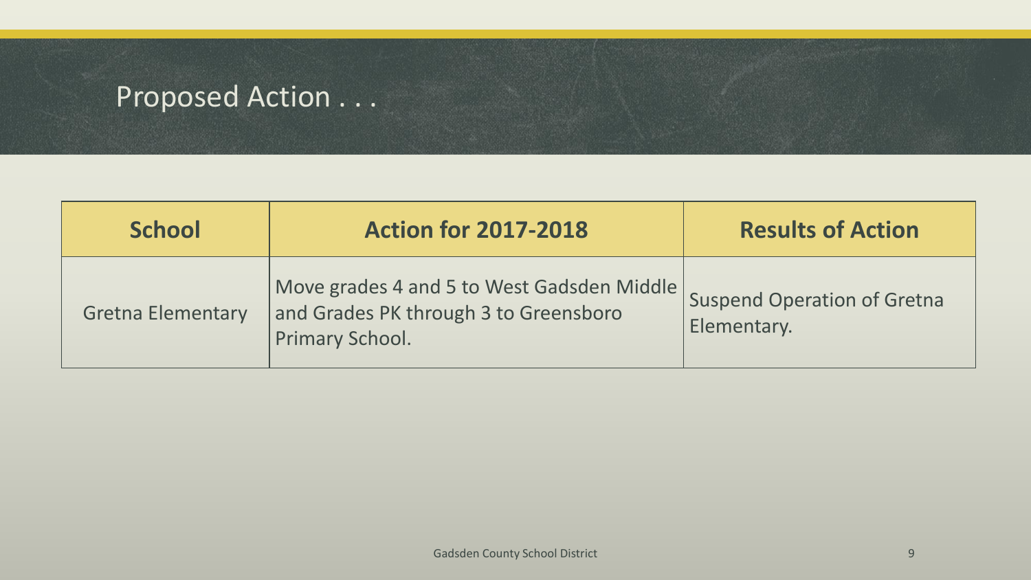# Proposed Action . . .

| School | Action for 2017-2018 | Results of Action |
|---|---|---|
| Gretna Elementary | Move grades 4 and 5 to West Gadsden Middle and Grades PK through 3 to Greensboro Primary School. | Suspend Operation of Gretna Elementary. |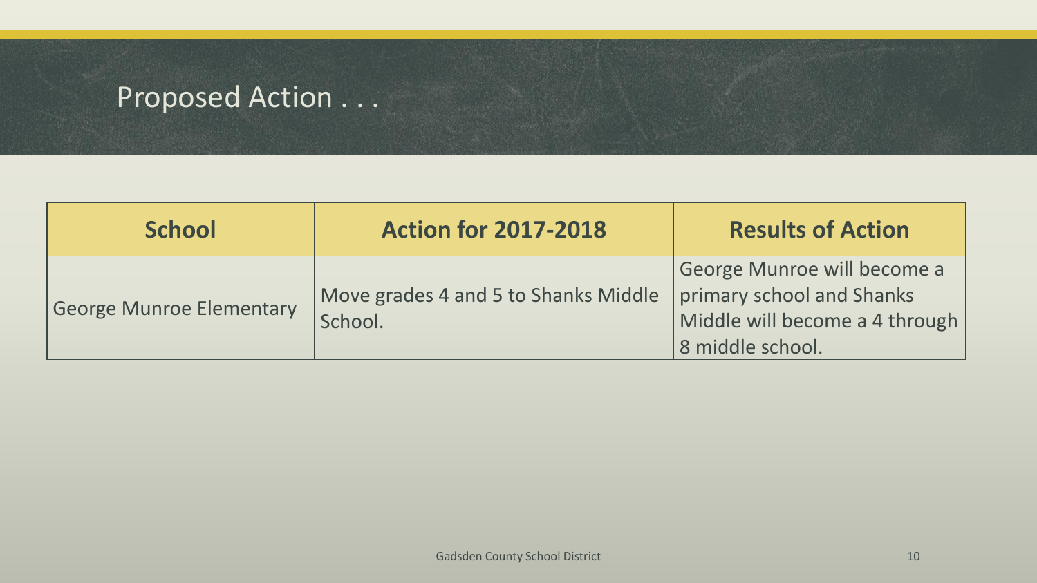# Proposed Action . . .

| School | Action for 2017-2018 | Results of Action |
| --- | --- | --- |
| George Munroe Elementary | Move grades 4 and 5 to Shanks Middle School. | George Munroe will become a primary school and Shanks Middle will become a 4 through 8 middle school. |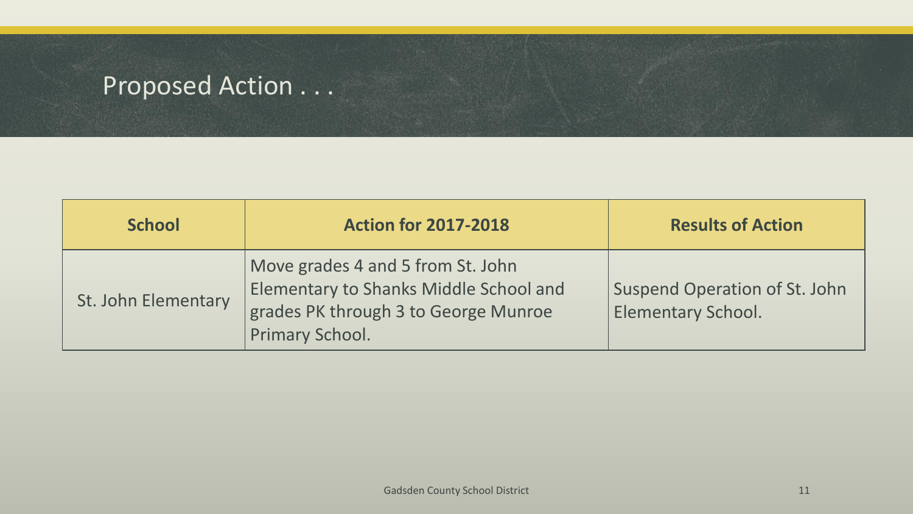# Proposed Action . . .

| School | Action for 2017-2018 | Results of Action |
| --- | --- | --- |
| St. John Elementary | Move grades 4 and 5 from St. John Elementary to Shanks Middle School and grades PK through 3 to George Munroe Primary School. | Suspend Operation of St. John Elementary School. |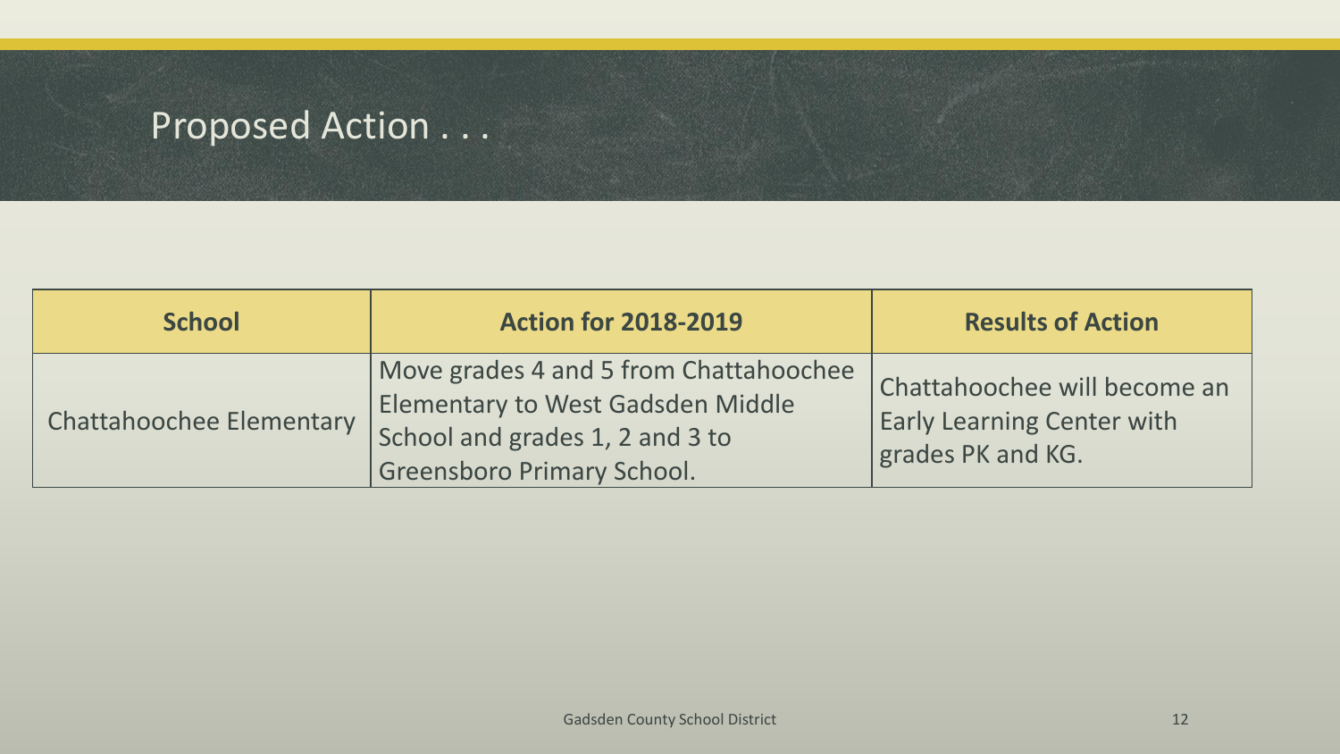# Proposed Action . . .

| School | Action for 2018-2019 | Results of Action |
|---|---|---|
| Chattahoochee Elementary | Move grades 4 and 5 from Chattahoochee Elementary to West Gadsden Middle School and grades 1, 2 and 3 to Greensboro Primary School. | Chattahoochee will become an Early Learning Center with grades PK and KG. |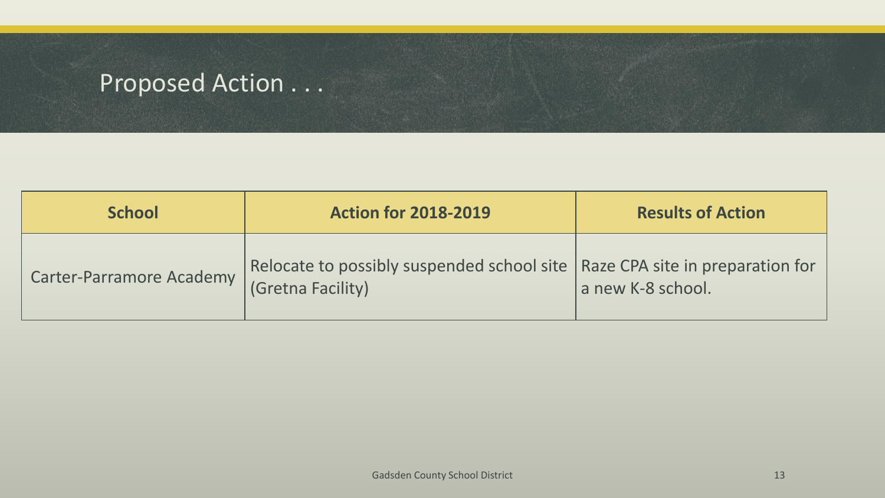# Proposed Action . . .

| School | Action for 2018-2019 | Results of Action |
|---|---|---|
| Carter-Parramore Academy | Relocate to possibly suspended school site (Gretna Facility) | Raze CPA site in preparation for a new K-8 school. |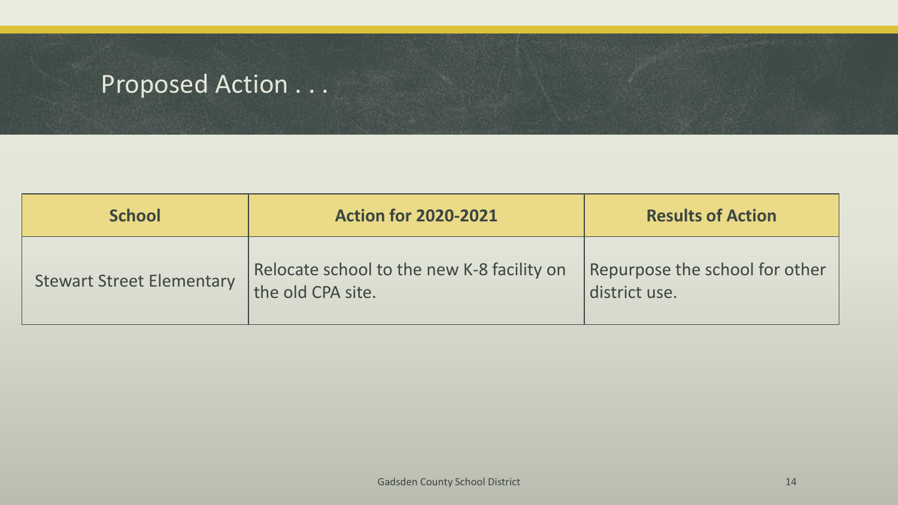# Proposed Action . . .

| School | Action for 2020-2021 | Results of Action |
| --- | --- | --- |
| Stewart Street Elementary | Relocate school to the new K-8 facility on the old CPA site. | Repurpose the school for other district use. |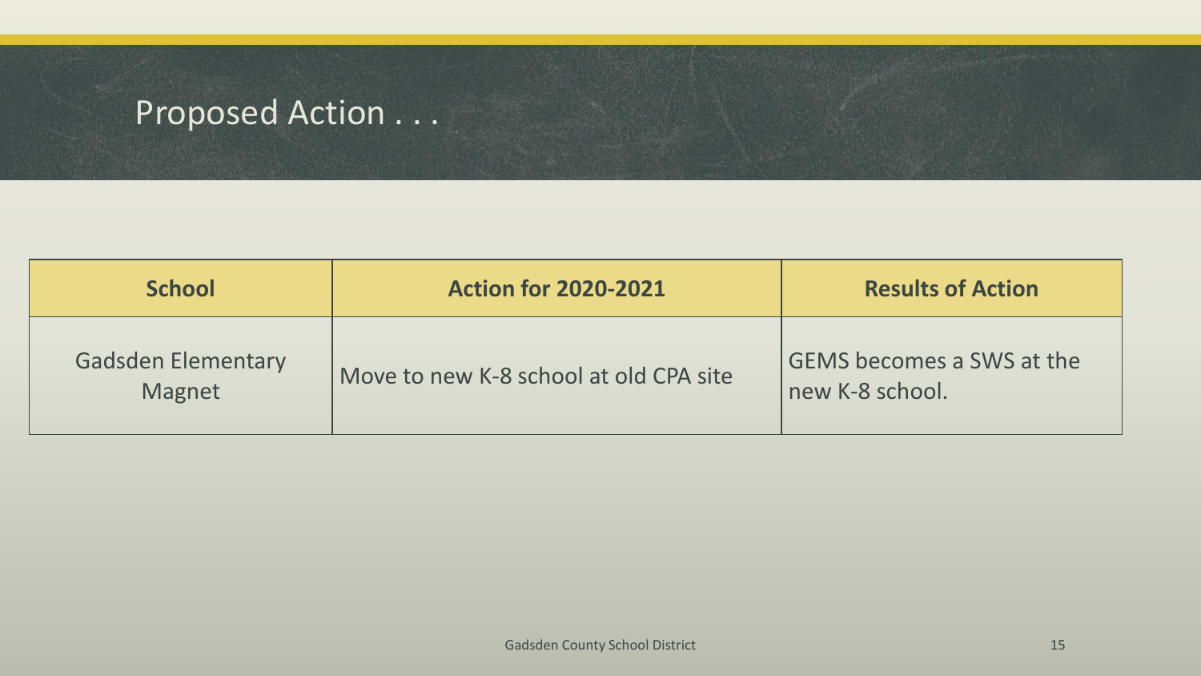# Proposed Action . . .

| School | Action for 2020-2021 | Results of Action |
|---|---|---|
| Gadsden Elementary Magnet | Move to new K-8 school at old CPA site | GEMS becomes a SWS at the new K-8 school. |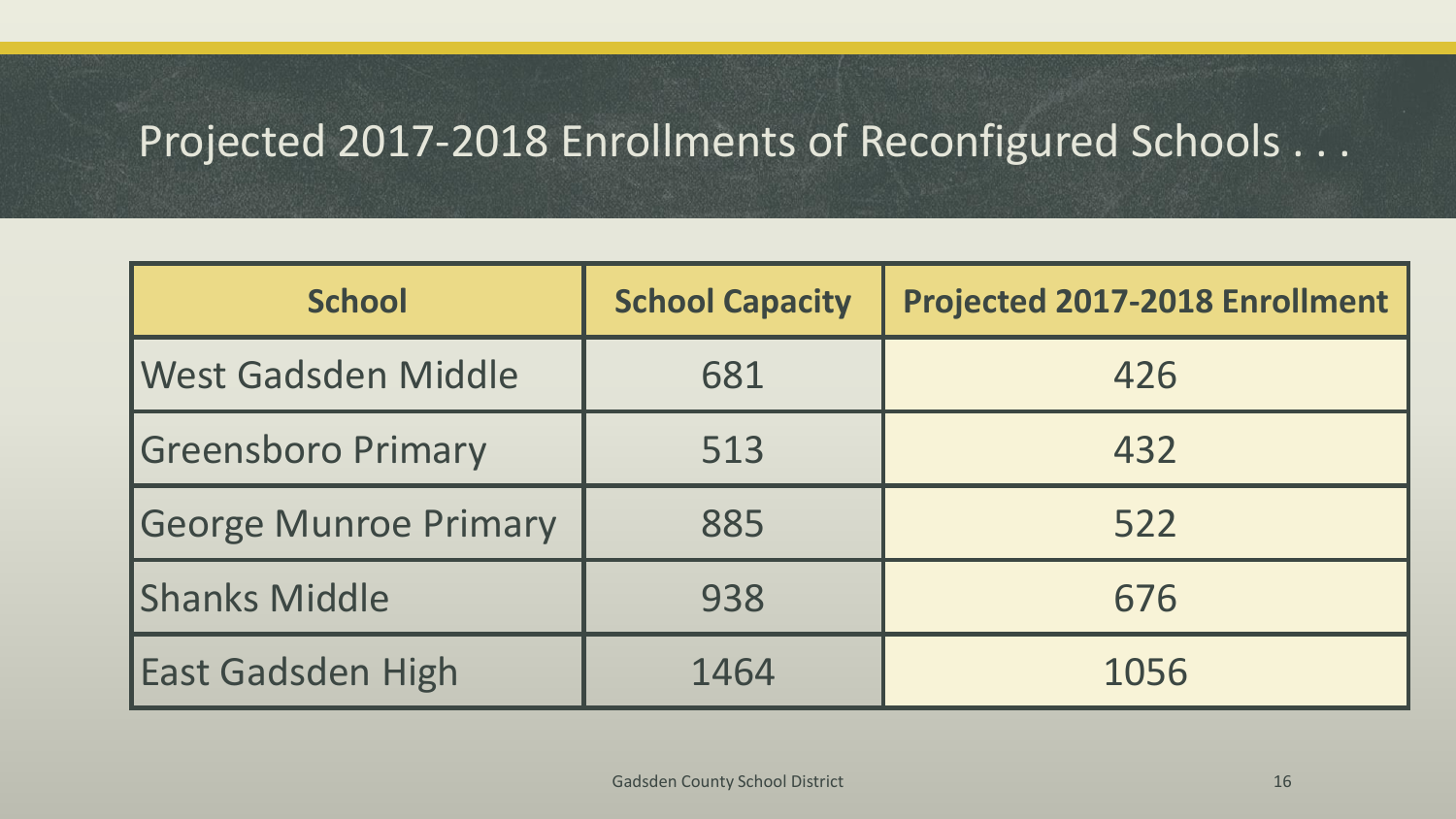# Projected 2017-2018 Enrollments of Reconfigured Schools . . .

| School | School Capacity | Projected 2017-2018 Enrollment |
|---|---|---|
| West Gadsden Middle | 681 | 426 |
| Greensboro Primary | 513 | 432 |
| George Munroe Primary | 885 | 522 |
| Shanks Middle | 938 | 676 |
| East Gadsden High | 1464 | 1056 |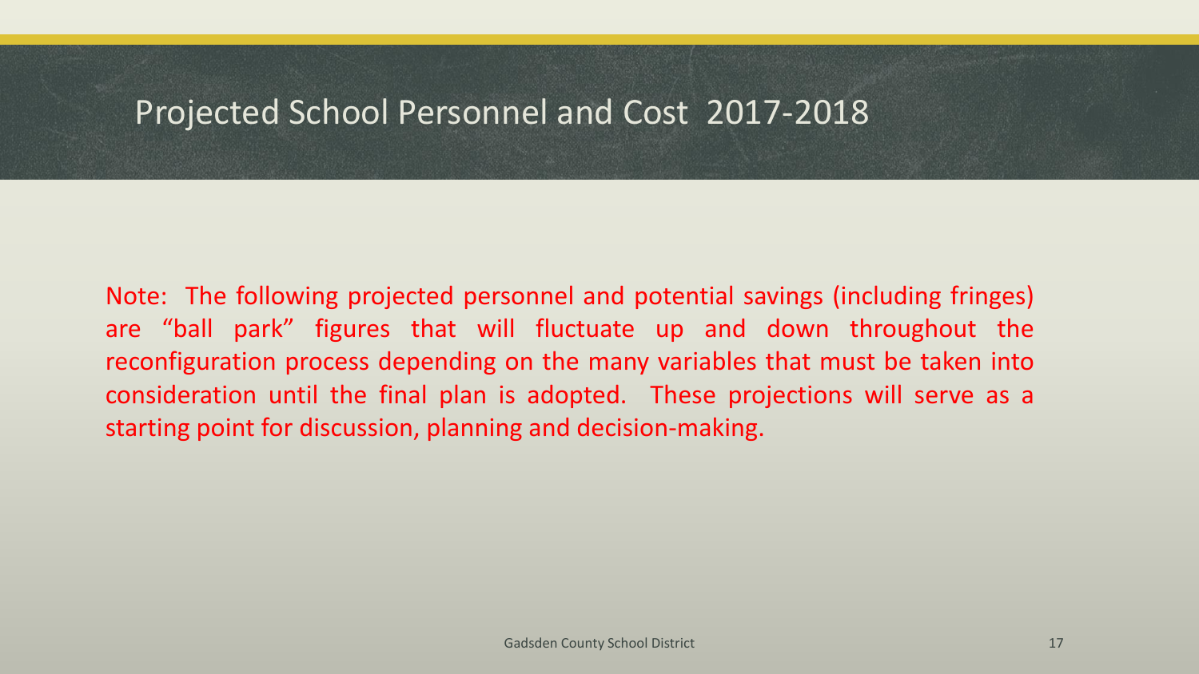# Projected School Personnel and Cost 2017-2018

Note: The following projected personnel and potential savings (including fringes) are "ball park" figures that will fluctuate up and down throughout the reconfiguration process depending on the many variables that must be taken into consideration until the final plan is adopted. These projections will serve as a starting point for discussion, planning and decision-making.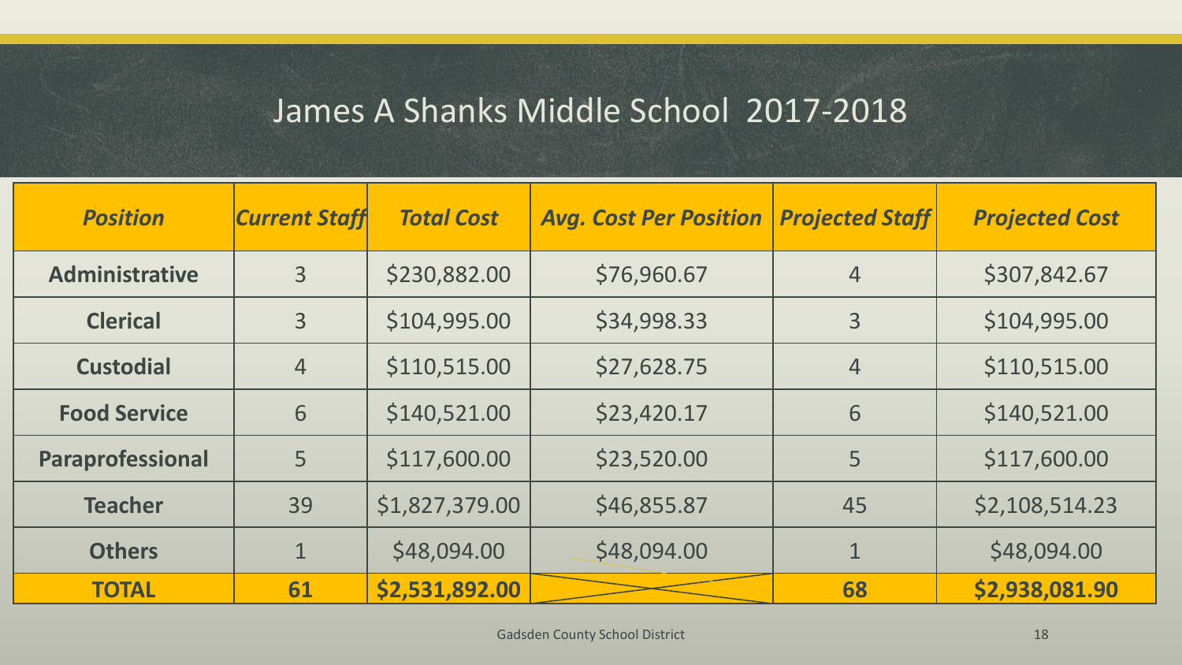# James A Shanks Middle School 2017-2018

| *Position* | *Current Staff* | *Total Cost* | *Avg. Cost Per Position* | *Projected Staff* | *Projected Cost* |
|---|---|---|---|---|---|
| **Administrative** | 3 | $230,882.00 | $76,960.67 | 4 | $307,842.67 |
| **Clerical** | 3 | $104,995.00 | $34,998.33 | 3 | $104,995.00 |
| **Custodial** | 4 | $110,515.00 | $27,628.75 | 4 | $110,515.00 |
| **Food Service** | 6 | $140,521.00 | $23,420.17 | 6 | $140,521.00 |
| **Paraprofessional** | 5 | $117,600.00 | $23,520.00 | 5 | $117,600.00 |
| **Teacher** | 39 | $1,827,379.00 | $46,855.87 | 45 | $2,108,514.23 |
| **Others** | 1 | $48,094.00 | $48,094.00 | 1 | $48,094.00 |
| **TOTAL** | **61** | **$2,531,892.00** | | **68** | **$2,938,081.90** |

Gadsden County School District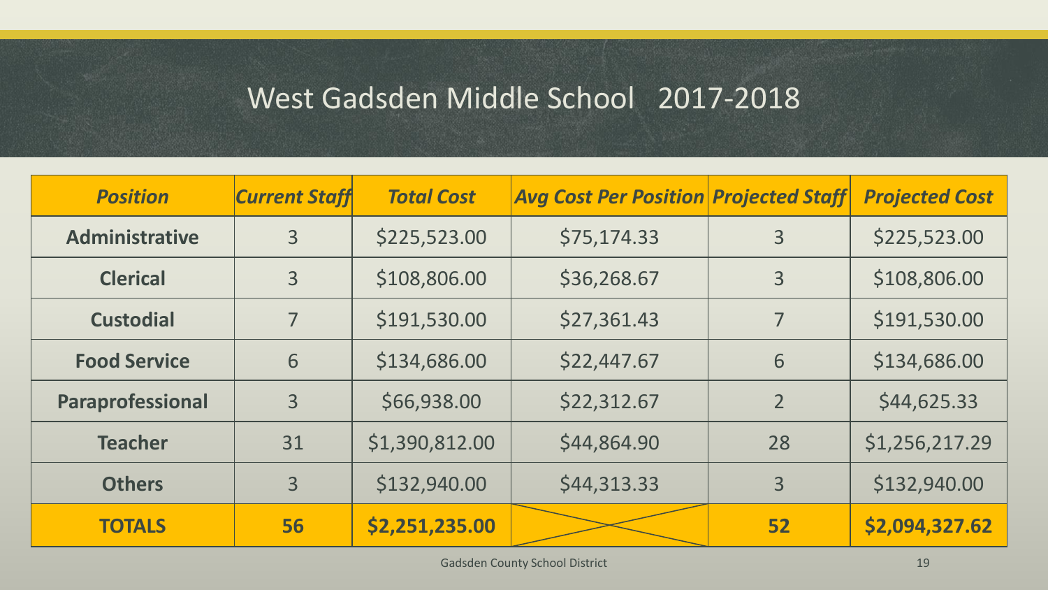# West Gadsden Middle School 2017-2018

| ***Position*** | ***Current Staff*** | ***Total Cost*** | ***Avg Cost Per Position*** | ***Projected Staff*** | ***Projected Cost*** |
|---|---|---|---|---|---|
| **Administrative** | 3 | $225,523.00 | $75,174.33 | 3 | $225,523.00 |
| **Clerical** | 3 | $108,806.00 | $36,268.67 | 3 | $108,806.00 |
| **Custodial** | 7 | $191,530.00 | $27,361.43 | 7 | $191,530.00 |
| **Food Service** | 6 | $134,686.00 | $22,447.67 | 6 | $134,686.00 |
| **Paraprofessional** | 3 | $66,938.00 | $22,312.67 | 2 | $44,625.33 |
| **Teacher** | 31 | $1,390,812.00 | $44,864.90 | 28 | $1,256,217.29 |
| **Others** | 3 | $132,940.00 | $44,313.33 | 3 | $132,940.00 |
| **TOTALS** | **56** | **$2,251,235.00** | | **52** | **$2,094,327.62** |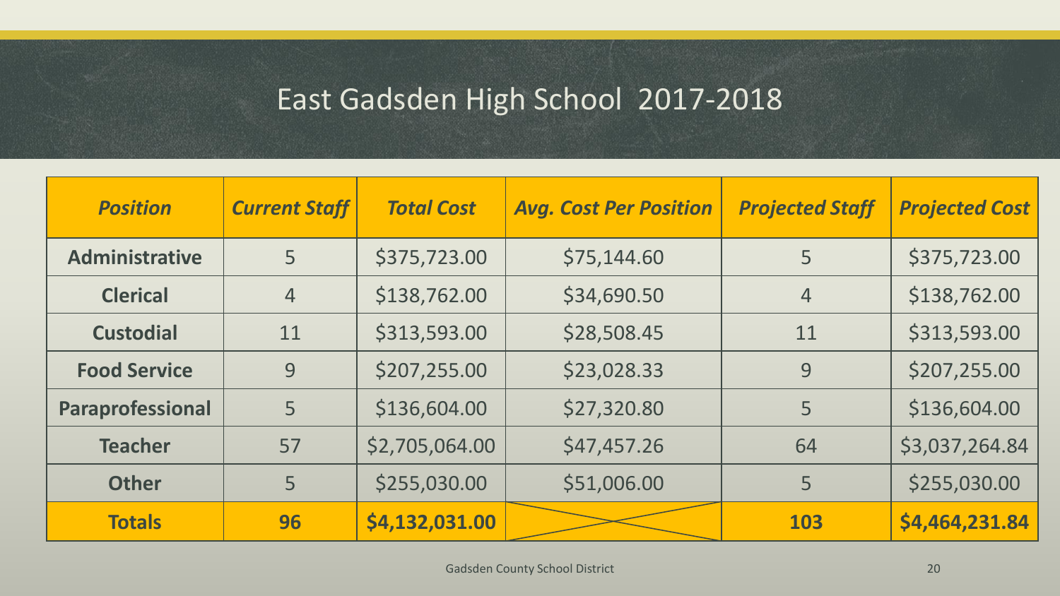# East Gadsden High School 2017-2018

| *Position* | *Current Staff* | *Total Cost* | *Avg. Cost Per Position* | *Projected Staff* | *Projected Cost* |
|---|---|---|---|---|---|
| **Administrative** | 5 | $375,723.00 | $75,144.60 | 5 | $375,723.00 |
| **Clerical** | 4 | $138,762.00 | $34,690.50 | 4 | $138,762.00 |
| **Custodial** | 11 | $313,593.00 | $28,508.45 | 11 | $313,593.00 |
| **Food Service** | 9 | $207,255.00 | $23,028.33 | 9 | $207,255.00 |
| **Paraprofessional** | 5 | $136,604.00 | $27,320.80 | 5 | $136,604.00 |
| **Teacher** | 57 | $2,705,064.00 | $47,457.26 | 64 | $3,037,264.84 |
| **Other** | 5 | $255,030.00 | $51,006.00 | 5 | $255,030.00 |
| **Totals** | **96** | **$4,132,031.00** | | **103** | **$4,464,231.84** |

Gadsden County School District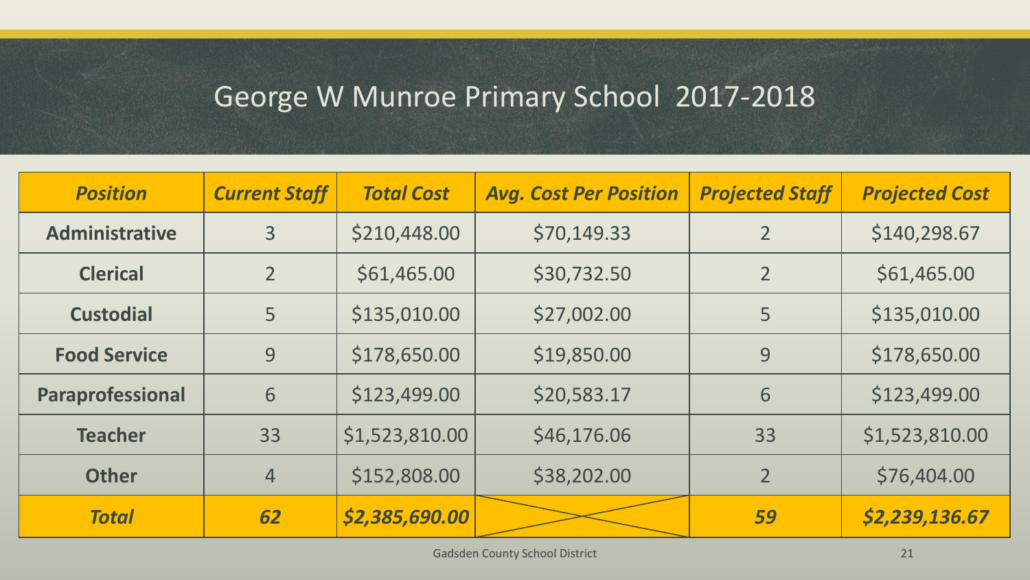# George W Munroe Primary School 2017-2018

| *Position* | *Current Staff* | *Total Cost* | *Avg. Cost Per Position* | *Projected Staff* | *Projected Cost* |
|---|---|---|---|---|---|
| **Administrative** | 3 | $210,448.00 | $70,149.33 | 2 | $140,298.67 |
| **Clerical** | 2 | $61,465.00 | $30,732.50 | 2 | $61,465.00 |
| **Custodial** | 5 | $135,010.00 | $27,002.00 | 5 | $135,010.00 |
| **Food Service** | 9 | $178,650.00 | $19,850.00 | 9 | $178,650.00 |
| **Paraprofessional** | 6 | $123,499.00 | $20,583.17 | 6 | $123,499.00 |
| **Teacher** | 33 | $1,523,810.00 | $46,176.06 | 33 | $1,523,810.00 |
| **Other** | 4 | $152,808.00 | $38,202.00 | 2 | $76,404.00 |
| ***Total*** | ***62*** | ***$2,385,690.00*** | | ***59*** | ***$2,239,136.67*** |

Gadsden County School District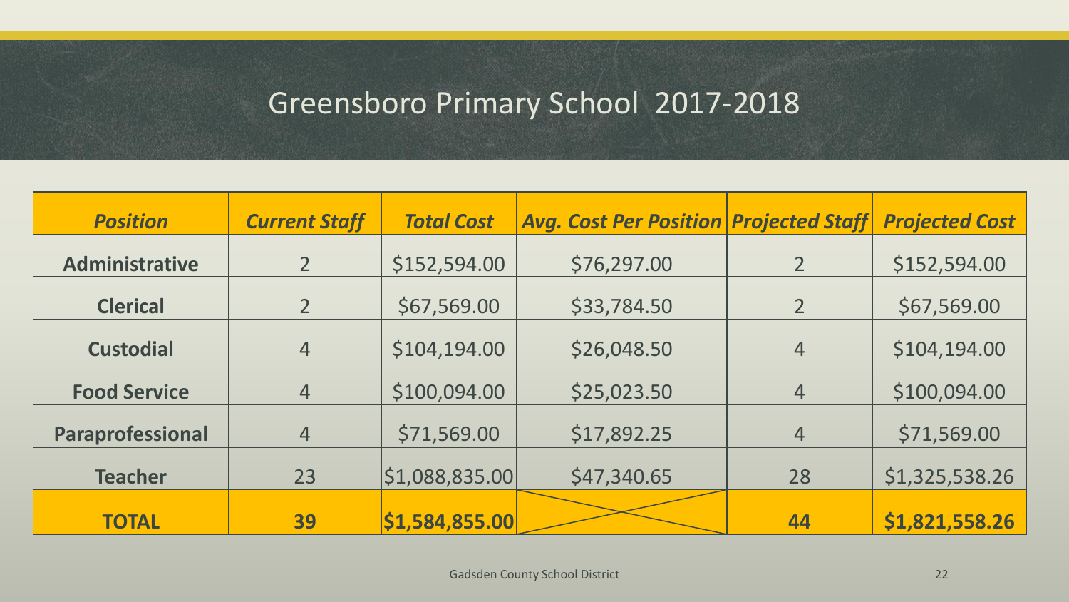# Greensboro Primary School 2017-2018

| *Position* | *Current Staff* | *Total Cost* | *Avg. Cost Per Position* | *Projected Staff* | *Projected Cost* |
|---|---|---|---|---|---|
| **Administrative** | 2 | $152,594.00 | $76,297.00 | 2 | $152,594.00 |
| **Clerical** | 2 | $67,569.00 | $33,784.50 | 2 | $67,569.00 |
| **Custodial** | 4 | $104,194.00 | $26,048.50 | 4 | $104,194.00 |
| **Food Service** | 4 | $100,094.00 | $25,023.50 | 4 | $100,094.00 |
| **Paraprofessional** | 4 | $71,569.00 | $17,892.25 | 4 | $71,569.00 |
| **Teacher** | 23 | $1,088,835.00 | $47,340.65 | 28 | $1,325,538.26 |
| **TOTAL** | **39** | **$1,584,855.00** | | **44** | **$1,821,558.26** |

Gadsden County School District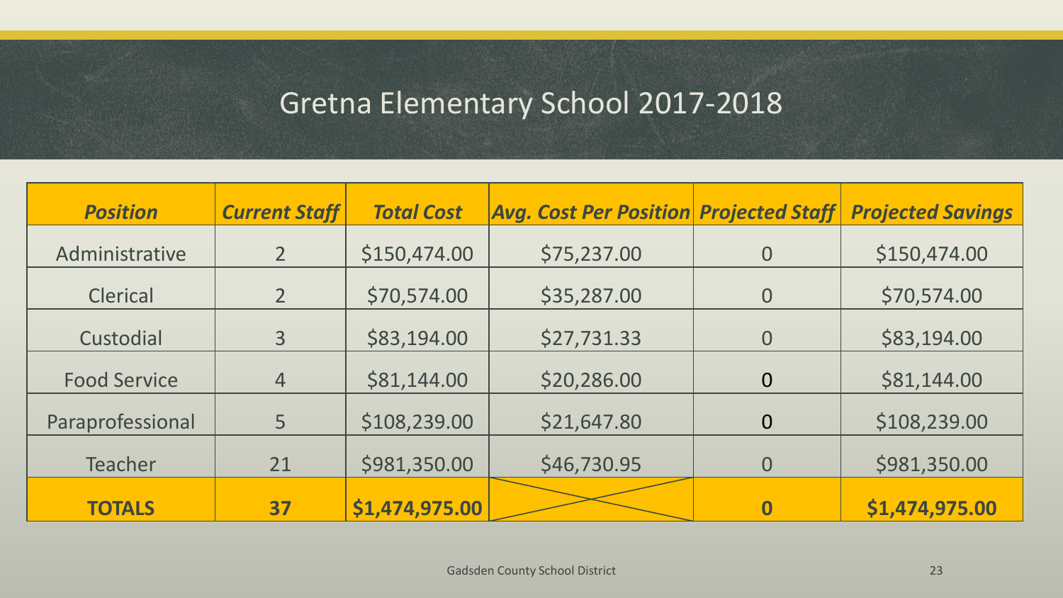# Gretna Elementary School 2017-2018

| ***Position*** | ***Current Staff*** | ***Total Cost*** | ***Avg. Cost Per Position*** | ***Projected Staff*** | ***Projected Savings*** |
|---|---|---|---|---|---|
| Administrative | 2 | $150,474.00 | $75,237.00 | 0 | $150,474.00 |
| Clerical | 2 | $70,574.00 | $35,287.00 | 0 | $70,574.00 |
| Custodial | 3 | $83,194.00 | $27,731.33 | 0 | $83,194.00 |
| Food Service | 4 | $81,144.00 | $20,286.00 | 0 | $81,144.00 |
| Paraprofessional | 5 | $108,239.00 | $21,647.80 | 0 | $108,239.00 |
| Teacher | 21 | $981,350.00 | $46,730.95 | 0 | $981,350.00 |
| **TOTALS** | **37** | **$1,474,975.00** | | **0** | **$1,474,975.00** |

Gadsden County School District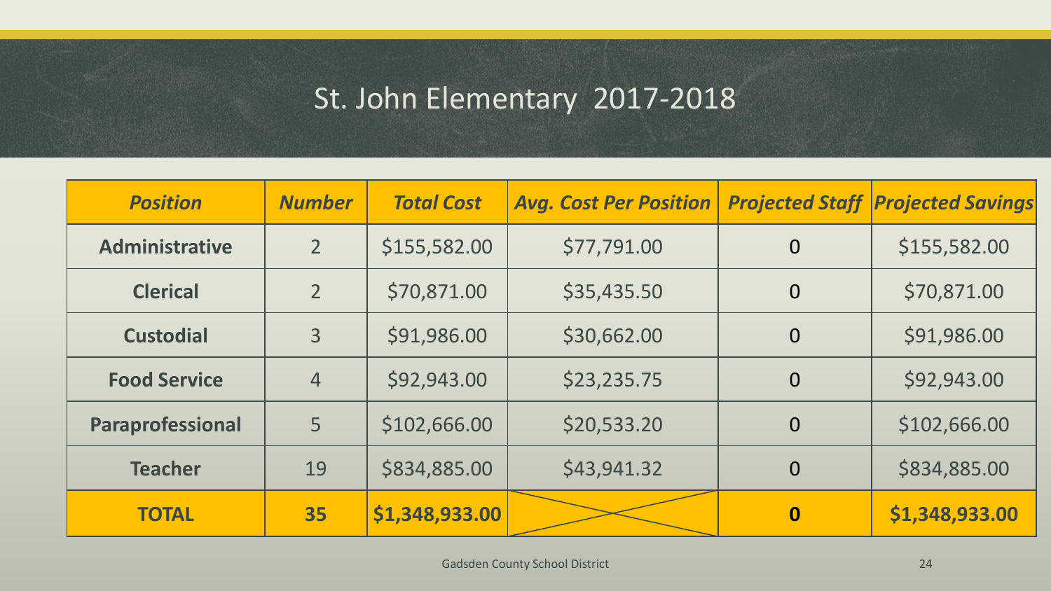# St. John Elementary 2017-2018

| ***Position*** | ***Number*** | ***Total Cost*** | ***Avg. Cost Per Position*** | ***Projected Staff*** | ***Projected Savings*** |
|---|---|---|---|---|---|
| **Administrative** | 2 | $155,582.00 | $77,791.00 | 0 | $155,582.00 |
| **Clerical** | 2 | $70,871.00 | $35,435.50 | 0 | $70,871.00 |
| **Custodial** | 3 | $91,986.00 | $30,662.00 | 0 | $91,986.00 |
| **Food Service** | 4 | $92,943.00 | $23,235.75 | 0 | $92,943.00 |
| **Paraprofessional** | 5 | $102,666.00 | $20,533.20 | 0 | $102,666.00 |
| **Teacher** | 19 | $834,885.00 | $43,941.32 | 0 | $834,885.00 |
| **TOTAL** | **35** | **$1,348,933.00** | | **0** | **$1,348,933.00** |

Gadsden County School District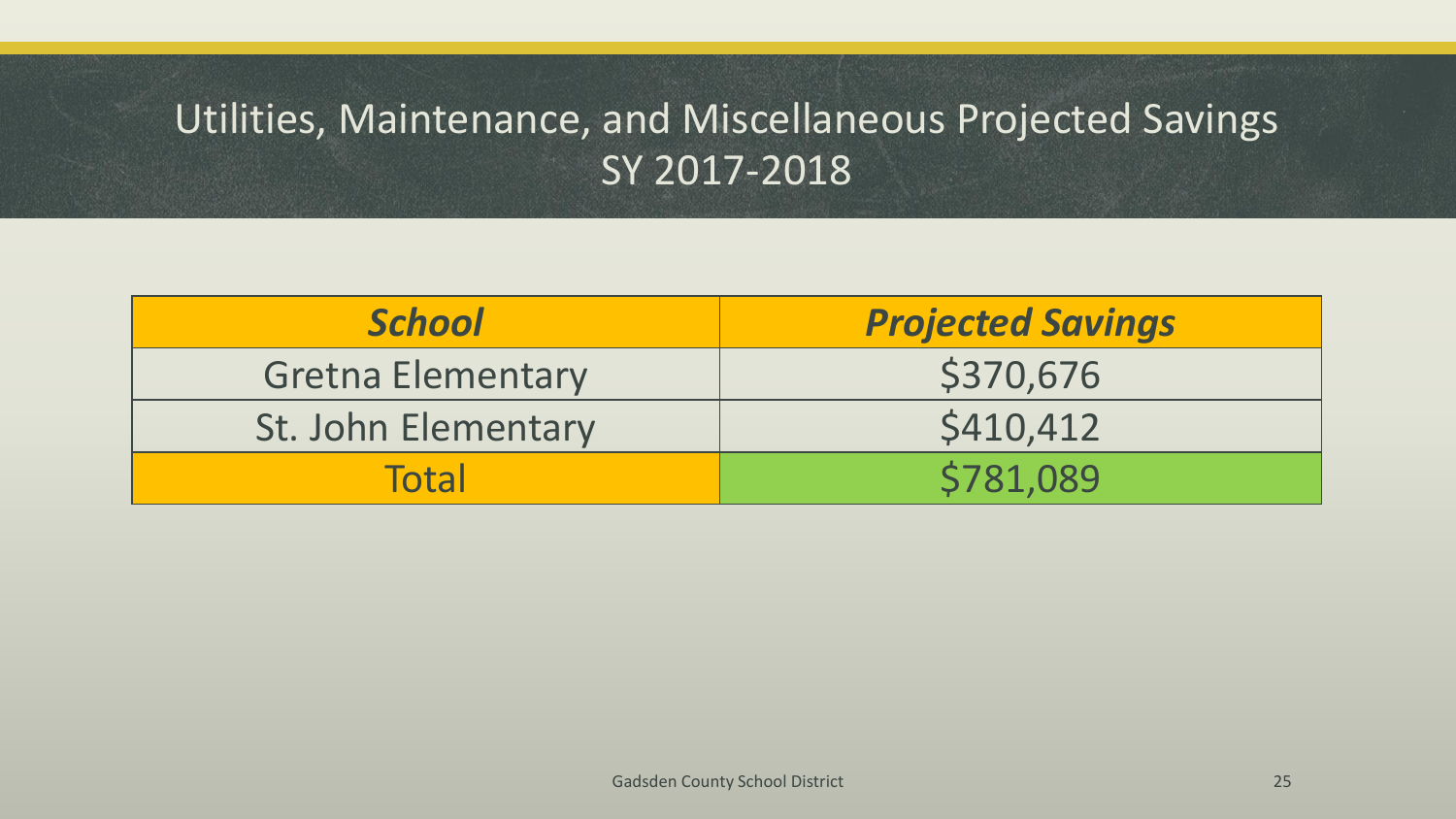# Utilities, Maintenance, and Miscellaneous Projected Savings SY 2017-2018

| ***School*** | ***Projected Savings*** |
| --- | --- |
| Gretna Elementary | $370,676 |
| St. John Elementary | $410,412 |
| Total | $781,089 |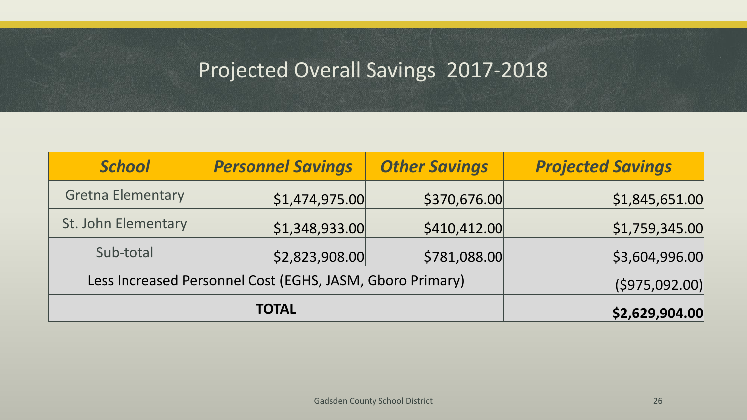# Projected Overall Savings 2017-2018

| *School* | *Personnel Savings* | *Other Savings* | *Projected Savings* |
|---|---|---|---|
| Gretna Elementary | $1,474,975.00 | $370,676.00 | $1,845,651.00 |
| St. John Elementary | $1,348,933.00 | $410,412.00 | $1,759,345.00 |
| Sub-total | $2,823,908.00 | $781,088.00 | $3,604,996.00 |
| Less Increased Personnel Cost (EGHS, JASM, Gboro Primary) | | | ($975,092.00) |
| **TOTAL** | | | **$2,629,904.00** |

Gadsden County School District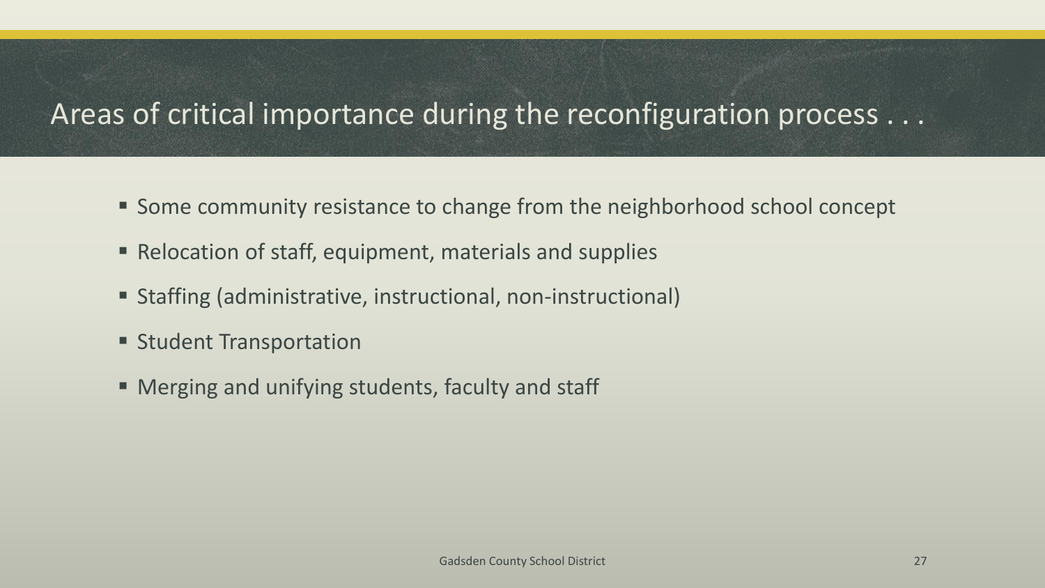# Areas of critical importance during the reconfiguration process . . .

- Some community resistance to change from the neighborhood school concept
- Relocation of staff, equipment, materials and supplies
- Staffing (administrative, instructional, non-instructional)
- Student Transportation
- Merging and unifying students, faculty and staff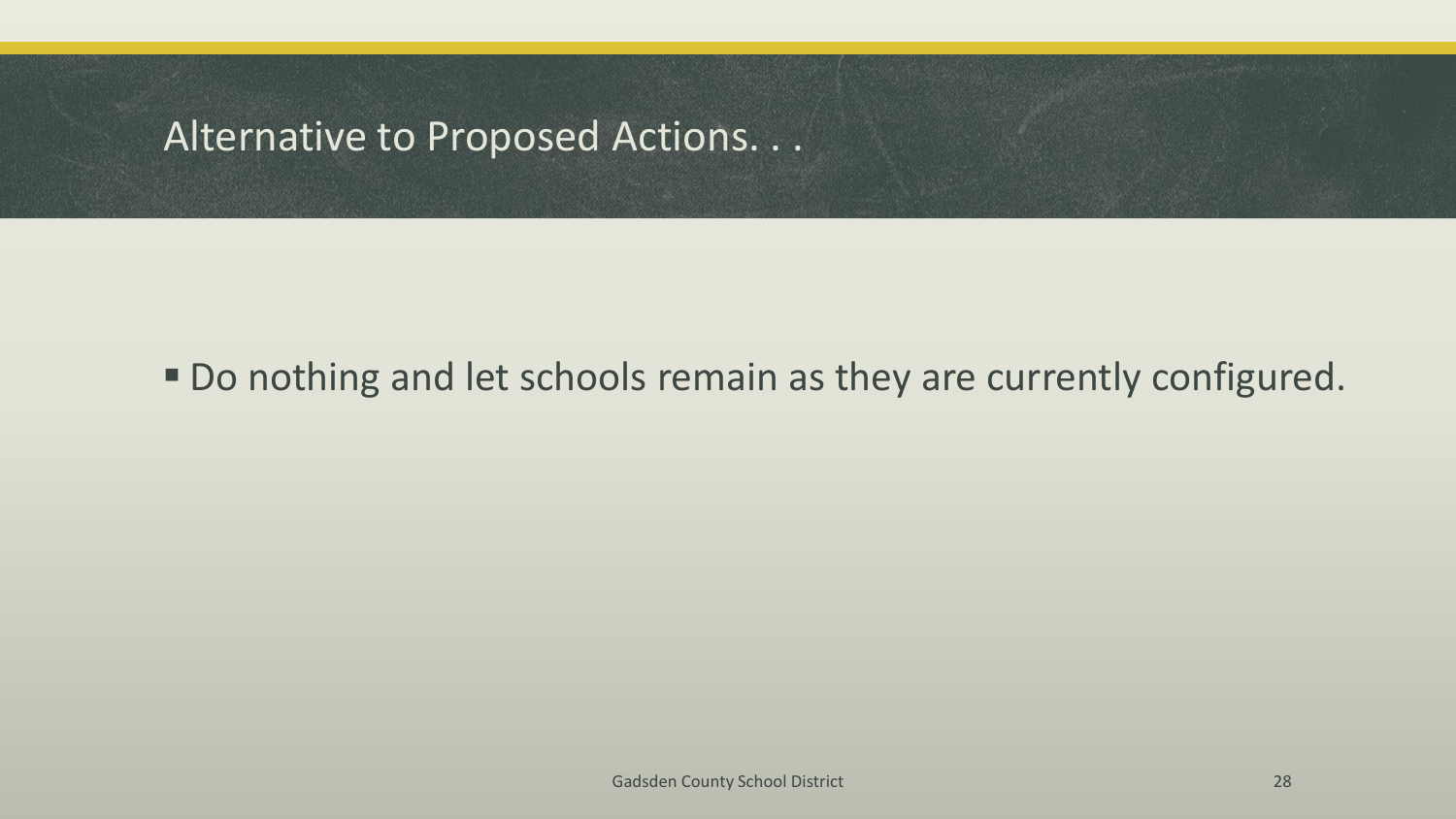# Alternative to Proposed Actions. . .

- Do nothing and let schools remain as they are currently configured.